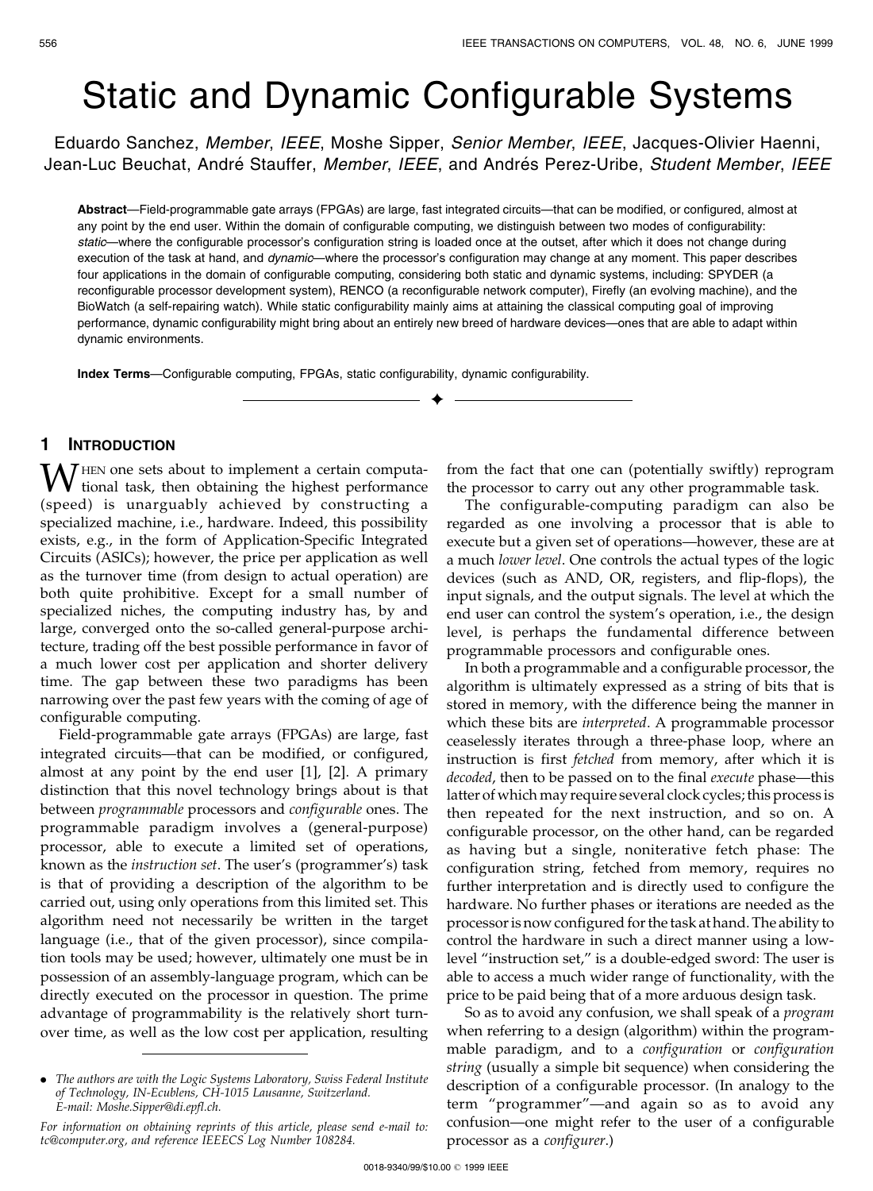# Static and Dynamic Configurable Systems

Eduardo Sanchez, *Member*, *IEEE*, Moshe Sipper, *Senior Member*, *IEEE*, Jacques-Olivier Haenni, Jean-Luc Beuchat, André Stauffer, *Member*, *IEEE*, and Andrés Perez-Uribe, *Student Member*, *IEEE*

**Abstract**—Field-programmable gate arrays (FPGAs) are large, fast integrated circuits—that can be modified, or configured, almost at any point by the end user. Within the domain of configurable computing, we distinguish between two modes of configurability: *static*—where the configurable processor's configuration string is loaded once at the outset, after which it does not change during execution of the task at hand, and *dynamic*—where the processor's configuration may change at any moment. This paper describes four applications in the domain of configurable computing, considering both static and dynamic systems, including: SPYDER (a reconfigurable processor development system), RENCO (a reconfigurable network computer), Firefly (an evolving machine), and the BioWatch (a self-repairing watch). While static configurability mainly aims at attaining the classical computing goal of improving performance, dynamic configurability might bring about an entirely new breed of hardware devices—ones that are able to adapt within dynamic environments.

**Index Terms**—Configurable computing, FPGAs, static configurability, dynamic configurability.

## 1 Introduction

When one sets about to implement a certain computational task, then obtaining the highest performance (speed) is unarguably achieved by constructing a specialized machine, i.e., hardware. Indeed, this possibility exists, e.g., in the form of Application-Specific Integrated Circuits (ASICs); however, the price per application as well as the turnover time (from design to actual operation) are both quite prohibitive. Except for a small number of specialized niches, the computing industry has, by and large, converged onto the so-called general-purpose architecture, trading off the best possible performance in favor of a much lower cost per application and shorter delivery time. The gap between these two paradigms has been narrowing over the past few years with the coming of age of configurable computing.

Field-programmable gate arrays (FPGAs) are large, fast integrated circuits—that can be modified, or configured, almost at any point by the end user [1], [2]. A primary distinction that this novel technology brings about is that between *programmable* processors and *configurable* ones. The programmable paradigm involves a (general-purpose) processor, able to execute a limited set of operations, known as the *instruction set*. The user's (programmer's) task is that of providing a description of the algorithm to be carried out, using only operations from this limited set. This algorithm need not necessarily be written in the target language (i.e., that of the given processor), since compilation tools may be used; however, ultimately one must be in possession of an assembly-language program, which can be directly executed on the processor in question. The prime advantage of programmability is the relatively short turnover time, as well as the low cost per application, resulting from the fact that one can (potentially swiftly) reprogram the processor to carry out any other programmable task.

The configurable-computing paradigm can also be regarded as one involving a processor that is able to execute but a given set of operations—however, these are at a much *lower level*. One controls the actual types of the logic devices (such as AND, OR, registers, and flip-flops), the input signals, and the output signals. The level at which the end user can control the system's operation, i.e., the design level, is perhaps the fundamental difference between programmable processors and configurable ones.

In both a programmable and a configurable processor, the algorithm is ultimately expressed as a string of bits that is stored in memory, with the difference being the manner in which these bits are *interpreted*. A programmable processor ceaselessly iterates through a three-phase loop, where an instruction is first *fetched* from memory, after which it is *decoded*, then to be passed on to the final *execute* phase—this latter of which may require several clock cycles; this process is then repeated for the next instruction, and so on. A configurable processor, on the other hand, can be regarded as having but a single, noniterative fetch phase: The configuration string, fetched from memory, requires no further interpretation and is directly used to configure the hardware. No further phases or iterations are needed as the processor is now configured for the task at hand. The ability to control the hardware in such a direct manner using a low-level "instruction set," is a double-edged sword: The user is able to access a much wider range of functionality, with the price to be paid being that of a more arduous design task.

So as to avoid any confusion, we shall speak of a *program* when referring to a design (algorithm) within the programmable paradigm, and to a *configuration* or *configuration string* (usually a simple bit sequence) when considering the description of a configurable processor. (In analogy to the term "programmer"—and again so as to avoid any confusion—one might refer to the user of a configurable processor as a *configurer*.)

- *The authors are with the Logic Systems Laboratory, Swiss Federal Institute of Technology, IN-Ecublens, CH-1015 Lausanne, Switzerland. E-mail: Moshe.Sipper@di.epfl.ch.*

*For information on obtaining reprints of this article, please send e-mail to: tc@computer.org, and reference IEEECS Log Number 108284.*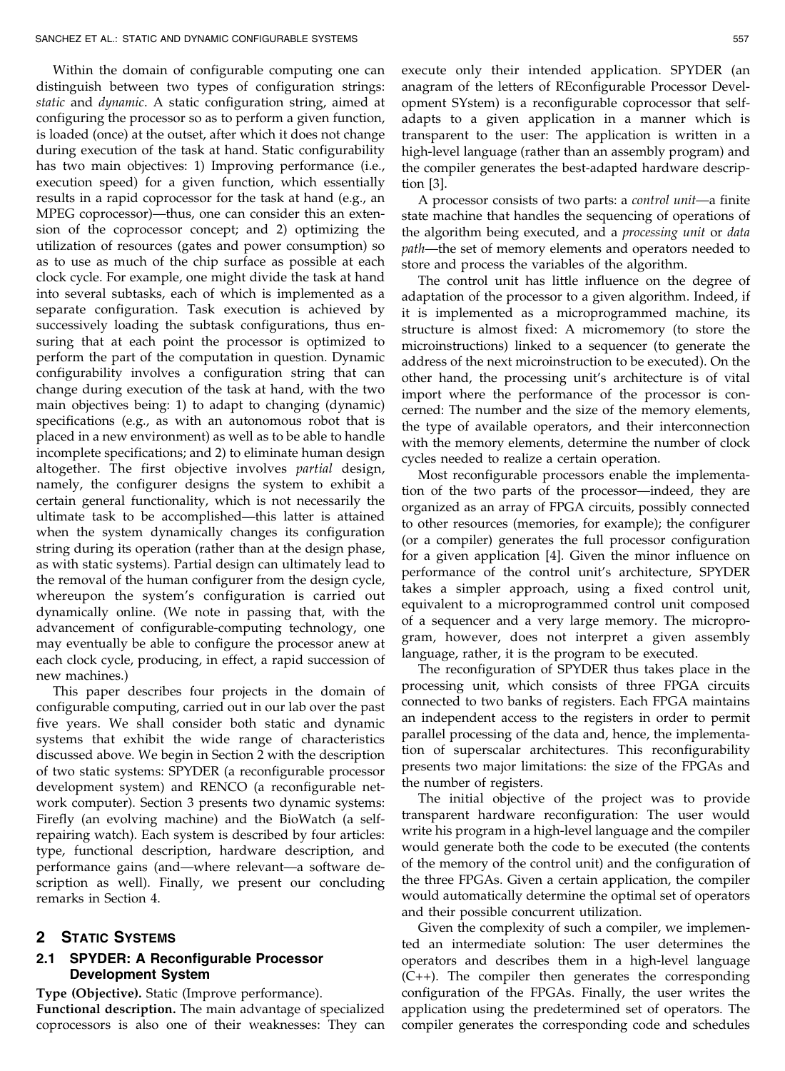Within the domain of configurable computing one can distinguish between two types of configuration strings: *static* and *dynamic*. A static configuration string, aimed at configuring the processor so as to perform a given function, is loaded (once) at the outset, after which it does not change during execution of the task at hand. Static configurability has two main objectives: 1) Improving performance (i.e., execution speed) for a given function, which essentially results in a rapid coprocessor for the task at hand (e.g., an MPEG coprocessor)—thus, one can consider this an extension of the coprocessor concept; and 2) optimizing the utilization of resources (gates and power consumption) so as to use as much of the chip surface as possible at each clock cycle. For example, one might divide the task at hand into several subtasks, each of which is implemented as a separate configuration. Task execution is achieved by successively loading the subtask configurations, thus ensuring that at each point the processor is optimized to perform the part of the computation in question. Dynamic configurability involves a configuration string that can change during execution of the task at hand, with the two main objectives being: 1) to adapt to changing (dynamic) specifications (e.g., as with an autonomous robot that is placed in a new environment) as well as to be able to handle incomplete specifications; and 2) to eliminate human design altogether. The first objective involves *partial* design, namely, the configurer designs the system to exhibit a certain general functionality, which is not necessarily the ultimate task to be accomplished—this latter is attained when the system dynamically changes its configuration string during its operation (rather than at the design phase, as with static systems). Partial design can ultimately lead to the removal of the human configurer from the design cycle, whereupon the system's configuration is carried out dynamically online. (We note in passing that, with the advancement of configurable-computing technology, one may eventually be able to configure the processor anew at each clock cycle, producing, in effect, a rapid succession of new machines.)

This paper describes four projects in the domain of configurable computing, carried out in our lab over the past five years. We shall consider both static and dynamic systems that exhibit the wide range of characteristics discussed above. We begin in Section 2 with the description of two static systems: SPYDER (a reconfigurable processor development system) and RENCO (a reconfigurable network computer). Section 3 presents two dynamic systems: Firefly (an evolving machine) and the BioWatch (a self-repairing watch). Each system is described by four articles: type, functional description, hardware description, and performance gains (and—where relevant—a software description as well). Finally, we present our concluding remarks in Section 4.

## 2 Static Systems

### 2.1 SPYDER: A Reconfigurable Processor Development System

**Type (Objective).** Static (Improve performance).

**Functional description.** The main advantage of specialized coprocessors is also one of their weaknesses: They can execute only their intended application. SPYDER (an anagram of the letters of REconfigurable Processor Development SYstem) is a reconfigurable coprocessor that self-adapts to a given application in a manner which is transparent to the user: The application is written in a high-level language (rather than an assembly program) and the compiler generates the best-adapted hardware description [3].

A processor consists of two parts: a *control unit*—a finite state machine that handles the sequencing of operations of the algorithm being executed, and a *processing unit* or *data path*—the set of memory elements and operators needed to store and process the variables of the algorithm.

The control unit has little influence on the degree of adaptation of the processor to a given algorithm. Indeed, if it is implemented as a microprogrammed machine, its structure is almost fixed: A micromemory (to store the microinstructions) linked to a sequencer (to generate the address of the next microinstruction to be executed). On the other hand, the processing unit's architecture is of vital import where the performance of the processor is concerned: The number and the size of the memory elements, the type of available operators, and their interconnection with the memory elements, determine the number of clock cycles needed to realize a certain operation.

Most reconfigurable processors enable the implementation of the two parts of the processor—indeed, they are organized as an array of FPGA circuits, possibly connected to other resources (memories, for example); the configurer (or a compiler) generates the full processor configuration for a given application [4]. Given the minor influence on performance of the control unit's architecture, SPYDER takes a simpler approach, using a fixed control unit, equivalent to a microprogrammed control unit composed of a sequencer and a very large memory. The microprogram, however, does not interpret a given assembly language, rather, it is the program to be executed.

The reconfiguration of SPYDER thus takes place in the processing unit, which consists of three FPGA circuits connected to two banks of registers. Each FPGA maintains an independent access to the registers in order to permit parallel processing of the data and, hence, the implementation of superscalar architectures. This reconfigurability presents two major limitations: the size of the FPGAs and the number of registers.

The initial objective of the project was to provide transparent hardware reconfiguration: The user would write his program in a high-level language and the compiler would generate both the code to be executed (the contents of the memory of the control unit) and the configuration of the three FPGAs. Given a certain application, the compiler would automatically determine the optimal set of operators and their possible concurrent utilization.

Given the complexity of such a compiler, we implemented an intermediate solution: The user determines the operators and describes them in a high-level language (C++). The compiler then generates the corresponding configuration of the FPGAs. Finally, the user writes the application using the predetermined set of operators. The compiler generates the corresponding code and schedules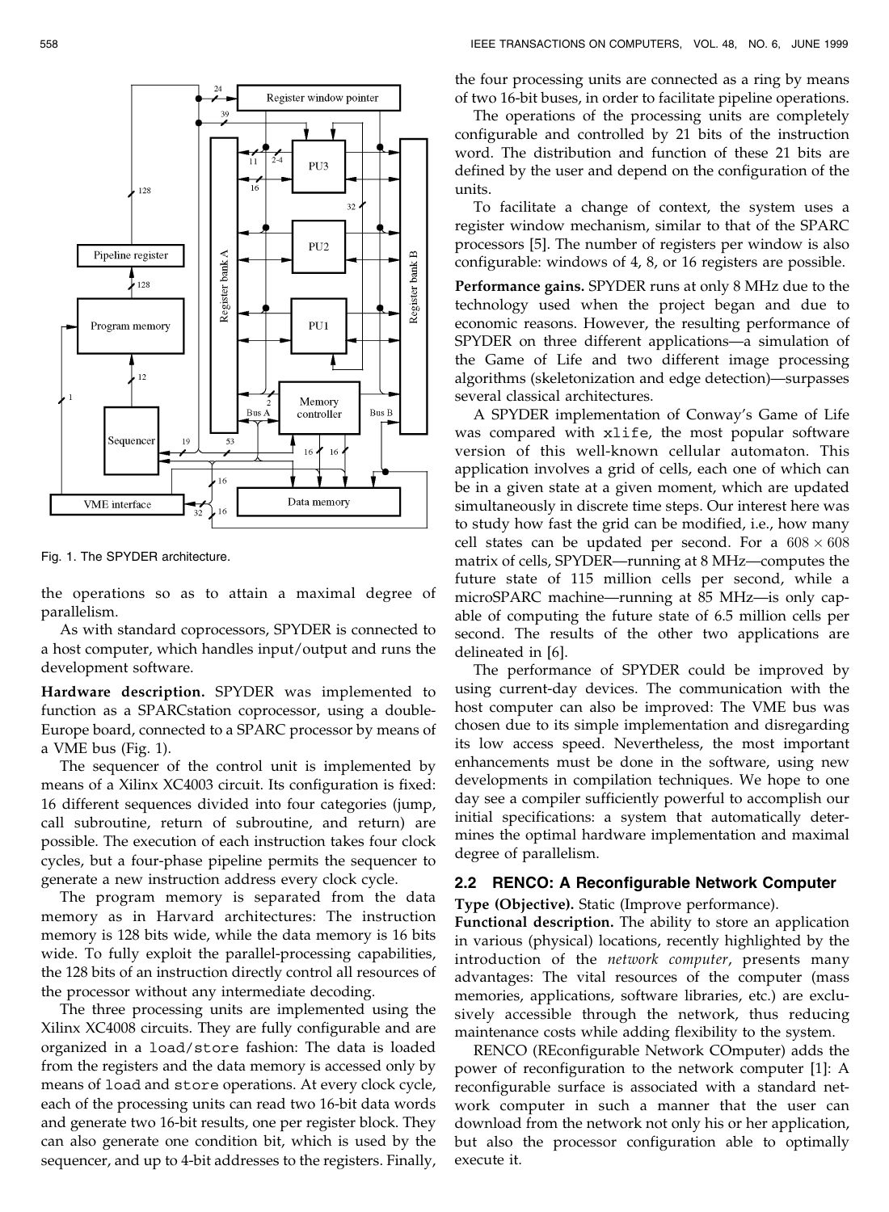Fig. 1. The SPYDER architecture.

the operations so as to attain a maximal degree of parallelism.

As with standard coprocessors, SPYDER is connected to a host computer, which handles input/output and runs the development software.

**Hardware description.** SPYDER was implemented to function as a SPARCstation coprocessor, using a double-Europe board, connected to a SPARC processor by means of a VME bus (Fig. 1).

The sequencer of the control unit is implemented by means of a Xilinx XC4003 circuit. Its configuration is fixed: 16 different sequences divided into four categories (jump, call subroutine, return of subroutine, and return) are possible. The execution of each instruction takes four clock cycles, but a four-phase pipeline permits the sequencer to generate a new instruction address every clock cycle.

The program memory is separated from the data memory as in Harvard architectures: The instruction memory is 128 bits wide, while the data memory is 16 bits wide. To fully exploit the parallel-processing capabilities, the 128 bits of an instruction directly control all resources of the processor without any intermediate decoding.

The three processing units are implemented using the Xilinx XC4008 circuits. They are fully configurable and are organized in a `load`/`store` fashion: The data is loaded from the registers and the data memory is accessed only by means of `load` and `store` operations. At every clock cycle, each of the processing units can read two 16-bit data words and generate two 16-bit results, one per register block. They can also generate one condition bit, which is used by the sequencer, and up to 4-bit addresses to the registers. Finally, the four processing units are connected as a ring by means of two 16-bit buses, in order to facilitate pipeline operations.

The operations of the processing units are completely configurable and controlled by 21 bits of the instruction word. The distribution and function of these 21 bits are defined by the user and depend on the configuration of the units.

To facilitate a change of context, the system uses a register window mechanism, similar to that of the SPARC processors [5]. The number of registers per window is also configurable: windows of 4, 8, or 16 registers are possible.

**Performance gains.** SPYDER runs at only 8 MHz due to the technology used when the project began and due to economic reasons. However, the resulting performance of SPYDER on three different applications—a simulation of the Game of Life and two different image processing algorithms (skeletonization and edge detection)—surpasses several classical architectures.

A SPYDER implementation of Conway's Game of Life was compared with `xlife`, the most popular software version of this well-known cellular automaton. This application involves a grid of cells, each one of which can be in a given state at a given moment, which are updated simultaneously in discrete time steps. Our interest here was to study how fast the grid can be modified, i.e., how many cell states can be updated per second. For a $608 \times 608$ matrix of cells, SPYDER—running at 8 MHz—computes the future state of 115 million cells per second, while a microSPARC machine—running at 85 MHz—is only capable of computing the future state of 6.5 million cells per second. The results of the other two applications are delineated in [6].

The performance of SPYDER could be improved by using current-day devices. The communication with the host computer can also be improved: The VME bus was chosen due to its simple implementation and disregarding its low access speed. Nevertheless, the most important enhancements must be done in the software, using new developments in compilation techniques. We hope to one day see a compiler sufficiently powerful to accomplish our initial specifications: a system that automatically determines the optimal hardware implementation and maximal degree of parallelism.

### 2.2 RENCO: A Reconfigurable Network Computer

**Type (Objective).** Static (Improve performance).

**Functional description.** The ability to store an application in various (physical) locations, recently highlighted by the introduction of the *network computer*, presents many advantages: The vital resources of the computer (mass memories, applications, software libraries, etc.) are exclusively accessible through the network, thus reducing maintenance costs while adding flexibility to the system.

RENCO (REconfigurable Network COmputer) adds the power of reconfiguration to the network computer [1]: A reconfigurable surface is associated with a standard network computer in such a manner that the user can download from the network not only his or her application, but also the processor configuration able to optimally execute it.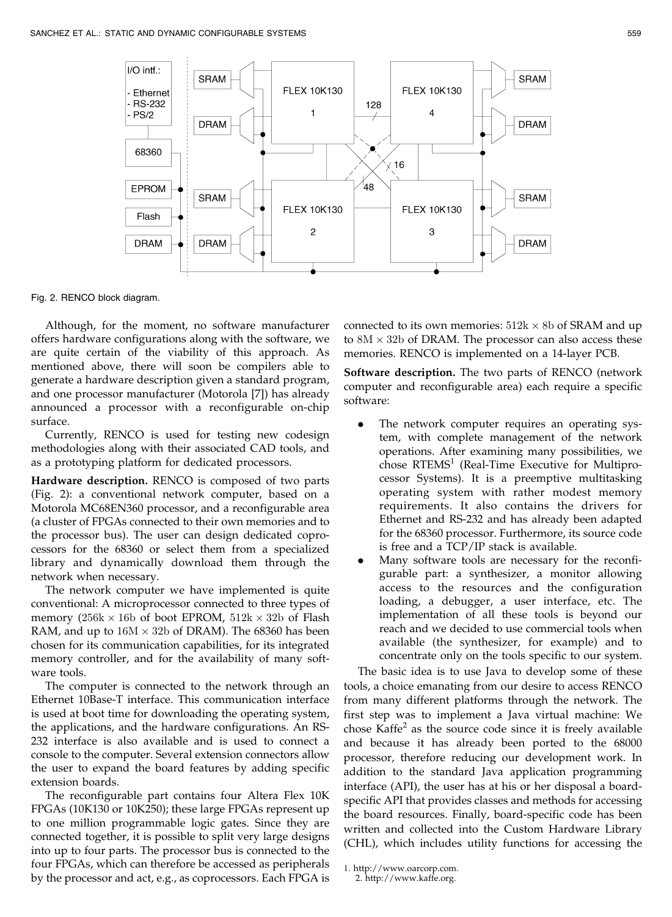Fig. 2. RENCO block diagram.

Although, for the moment, no software manufacturer offers hardware configurations along with the software, we are quite certain of the viability of this approach. As mentioned above, there will soon be compilers able to generate a hardware description given a standard program, and one processor manufacturer (Motorola [7]) has already announced a processor with a reconfigurable on-chip surface.

Currently, RENCO is used for testing new codesign methodologies along with their associated CAD tools, and as a prototyping platform for dedicated processors.

**Hardware description.** RENCO is composed of two parts (Fig. 2): a conventional network computer, based on a Motorola MC68EN360 processor, and a reconfigurable area (a cluster of FPGAs connected to their own memories and to the processor bus). The user can design dedicated coprocessors for the 68360 or select them from a specialized library and dynamically download them through the network when necessary.

The network computer we have implemented is quite conventional: A microprocessor connected to three types of memory ($256k \times 16b$ of boot EPROM, $512k \times 32b$ of Flash RAM, and up to $16M \times 32b$ of DRAM). The 68360 has been chosen for its communication capabilities, for its integrated memory controller, and for the availability of many software tools.

The computer is connected to the network through an Ethernet 10Base-T interface. This communication interface is used at boot time for downloading the operating system, the applications, and the hardware configurations. An RS-232 interface is also available and is used to connect a console to the computer. Several extension connectors allow the user to expand the board features by adding specific extension boards.

The reconfigurable part contains four Altera Flex 10K FPGAs (10K130 or 10K250); these large FPGAs represent up to one million programmable logic gates. Since they are connected together, it is possible to split very large designs into up to four parts. The processor bus is connected to the four FPGAs, which can therefore be accessed as peripherals by the processor and act, e.g., as coprocessors. Each FPGA is connected to its own memories: $512k \times 8b$ of SRAM and up to $8M \times 32b$ of DRAM. The processor can also access these memories. RENCO is implemented on a 14-layer PCB.

**Software description.** The two parts of RENCO (network computer and reconfigurable area) each require a specific software:

- The network computer requires an operating system, with complete management of the network operations. After examining many possibilities, we chose RTEMS[1] (Real-Time Executive for Multiprocessor Systems). It is a preemptive multitasking operating system with rather modest memory requirements. It also contains the drivers for Ethernet and RS-232 and has already been adapted for the 68360 processor. Furthermore, its source code is free and a TCP/IP stack is available.
- Many software tools are necessary for the reconfigurable part: a synthesizer, a monitor allowing access to the resources and the configuration loading, a debugger, a user interface, etc. The implementation of all these tools is beyond our reach and we decided to use commercial tools when available (the synthesizer, for example) and to concentrate only on the tools specific to our system.

The basic idea is to use Java to develop some of these tools, a choice emanating from our desire to access RENCO from many different platforms through the network. The first step was to implement a Java virtual machine: We chose Kaffe[2] as the source code since it is freely available and because it has already been ported to the 68000 processor, therefore reducing our development work. In addition to the standard Java application programming interface (API), the user has at his or her disposal a board-specific API that provides classes and methods for accessing the board resources. Finally, board-specific code has been written and collected into the Custom Hardware Library (CHL), which includes utility functions for accessing the

1. http://www.oarcorp.com.
2. http://www.kaffe.org.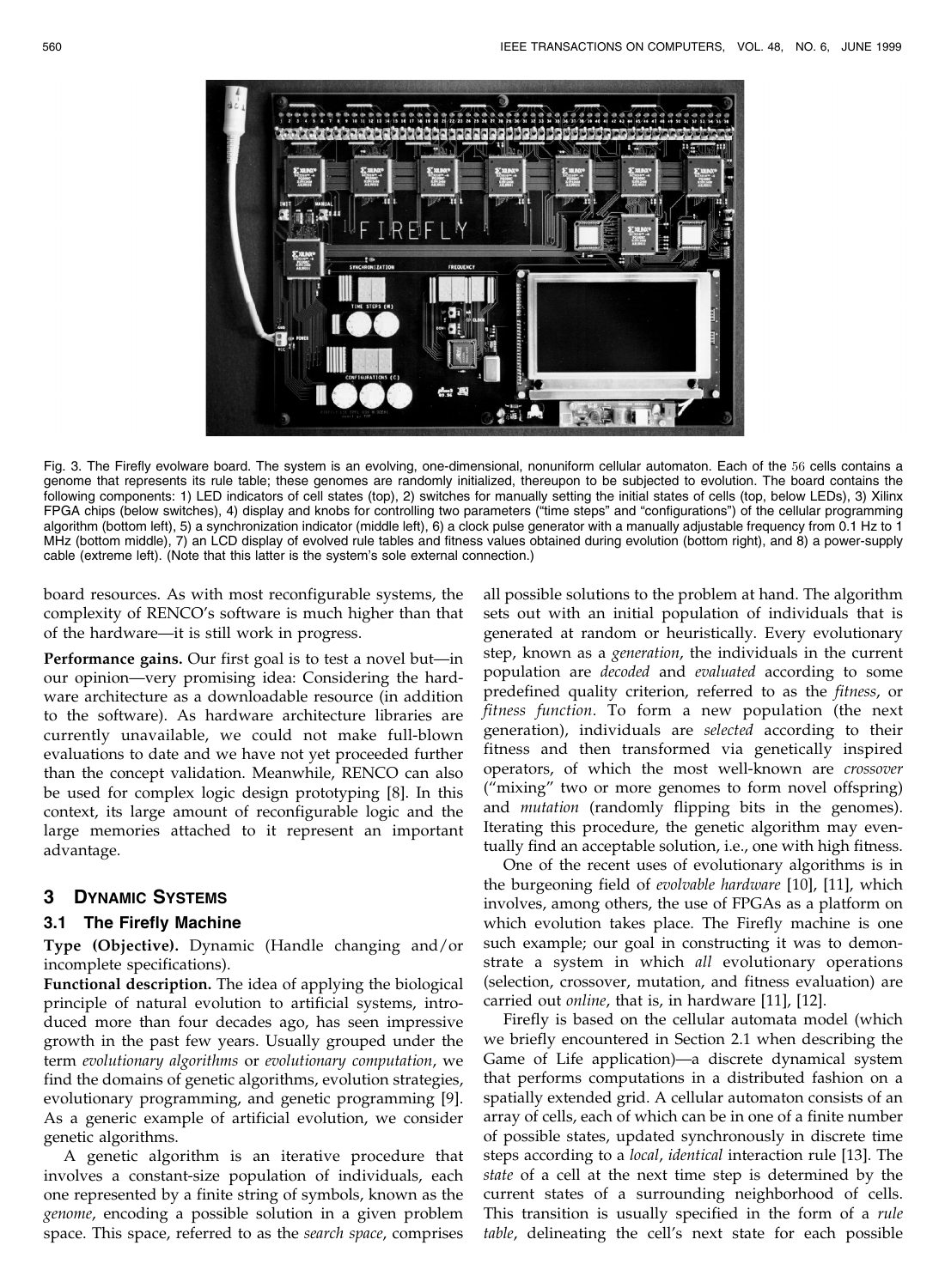Fig. 3. The Firefly evolware board. The system is an evolving, one-dimensional, nonuniform cellular automaton. Each of the 56 cells contains a genome that represents its rule table; these genomes are randomly initialized, thereupon to be subjected to evolution. The board contains the following components: 1) LED indicators of cell states (top), 2) switches for manually setting the initial states of cells (top, below LEDs), 3) Xilinx FPGA chips (below switches), 4) display and knobs for controlling two parameters ("time steps" and "configurations") of the cellular programming algorithm (bottom left), 5) a synchronization indicator (middle left), 6) a clock pulse generator with a manually adjustable frequency from 0.1 Hz to 1 MHz (bottom middle), 7) an LCD display of evolved rule tables and fitness values obtained during evolution (bottom right), and 8) a power-supply cable (extreme left). (Note that this latter is the system's sole external connection.)

board resources. As with most reconfigurable systems, the complexity of RENCO's software is much higher than that of the hardware—it is still work in progress.

**Performance gains.** Our first goal is to test a novel but—in our opinion—very promising idea: Considering the hardware architecture as a downloadable resource (in addition to the software). As hardware architecture libraries are currently unavailable, we could not make full-blown evaluations to date and we have not yet proceeded further than the concept validation. Meanwhile, RENCO can also be used for complex logic design prototyping [8]. In this context, its large amount of reconfigurable logic and the large memories attached to it represent an important advantage.

## 3 Dynamic Systems

### 3.1 The Firefly Machine

**Type (Objective).** Dynamic (Handle changing and/or incomplete specifications).

**Functional description.** The idea of applying the biological principle of natural evolution to artificial systems, introduced more than four decades ago, has seen impressive growth in the past few years. Usually grouped under the term *evolutionary algorithms* or *evolutionary computation*, we find the domains of genetic algorithms, evolution strategies, evolutionary programming, and genetic programming [9]. As a generic example of artificial evolution, we consider genetic algorithms.

A genetic algorithm is an iterative procedure that involves a constant-size population of individuals, each one represented by a finite string of symbols, known as the *genome*, encoding a possible solution in a given problem space. This space, referred to as the *search space*, comprises all possible solutions to the problem at hand. The algorithm sets out with an initial population of individuals that is generated at random or heuristically. Every evolutionary step, known as a *generation*, the individuals in the current population are *decoded* and *evaluated* according to some predefined quality criterion, referred to as the *fitness*, or *fitness function*. To form a new population (the next generation), individuals are *selected* according to their fitness and then transformed via genetically inspired operators, of which the most well-known are *crossover* ("mixing" two or more genomes to form novel offspring) and *mutation* (randomly flipping bits in the genomes). Iterating this procedure, the genetic algorithm may eventually find an acceptable solution, i.e., one with high fitness.

One of the recent uses of evolutionary algorithms is in the burgeoning field of *evolvable hardware* [10], [11], which involves, among others, the use of FPGAs as a platform on which evolution takes place. The Firefly machine is one such example; our goal in constructing it was to demonstrate a system in which *all* evolutionary operations (selection, crossover, mutation, and fitness evaluation) are carried out *online*, that is, in hardware [11], [12].

Firefly is based on the cellular automata model (which we briefly encountered in Section 2.1 when describing the Game of Life application)—a discrete dynamical system that performs computations in a distributed fashion on a spatially extended grid. A cellular automaton consists of an array of cells, each of which can be in one of a finite number of possible states, updated synchronously in discrete time steps according to a *local*, *identical* interaction rule [13]. The *state* of a cell at the next time step is determined by the current states of a surrounding neighborhood of cells. This transition is usually specified in the form of a *rule table*, delineating the cell's next state for each possible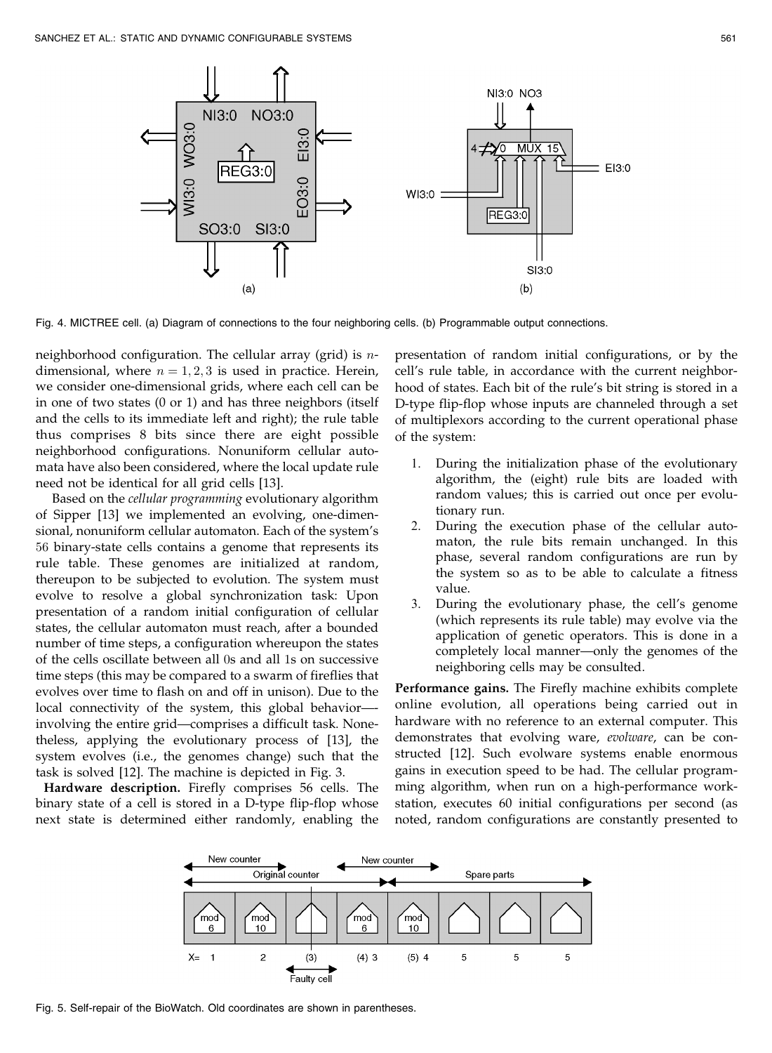Fig. 4. MICTREE cell. (a) Diagram of connections to the four neighboring cells. (b) Programmable output connections.

neighborhood configuration. The cellular array (grid) is $n$-dimensional, where $n = 1, 2, 3$ is used in practice. Herein, we consider one-dimensional grids, where each cell can be in one of two states (0 or 1) and has three neighbors (itself and the cells to its immediate left and right); the rule table thus comprises 8 bits since there are eight possible neighborhood configurations. Nonuniform cellular automata have also been considered, where the local update rule need not be identical for all grid cells [13].

Based on the *cellular programming* evolutionary algorithm of Sipper [13] we implemented an evolving, one-dimensional, nonuniform cellular automaton. Each of the system's 56 binary-state cells contains a genome that represents its rule table. These genomes are initialized at random, thereupon to be subjected to evolution. The system must evolve to resolve a global synchronization task: Upon presentation of a random initial configuration of cellular states, the cellular automaton must reach, after a bounded number of time steps, a configuration whereupon the states of the cells oscillate between all 0s and all 1s on successive time steps (this may be compared to a swarm of fireflies that evolves over time to flash on and off in unison). Due to the local connectivity of the system, this global behavior—involving the entire grid—comprises a difficult task. Nonetheless, applying the evolutionary process of [13], the system evolves (i.e., the genomes change) such that the task is solved [12]. The machine is depicted in Fig. 3.

**Hardware description.** Firefly comprises 56 cells. The binary state of a cell is stored in a D-type flip-flop whose next state is determined either randomly, enabling the presentation of random initial configurations, or by the cell's rule table, in accordance with the current neighborhood of states. Each bit of the rule's bit string is stored in a D-type flip-flop whose inputs are channeled through a set of multiplexors according to the current operational phase of the system:

1. During the initialization phase of the evolutionary algorithm, the (eight) rule bits are loaded with random values; this is carried out once per evolutionary run.
2. During the execution phase of the cellular automaton, the rule bits remain unchanged. In this phase, several random configurations are run by the system so as to be able to calculate a fitness value.
3. During the evolutionary phase, the cell's genome (which represents its rule table) may evolve via the application of genetic operators. This is done in a completely local manner—only the genomes of the neighboring cells may be consulted.

**Performance gains.** The Firefly machine exhibits complete online evolution, all operations being carried out in hardware with no reference to an external computer. This demonstrates that evolving ware, *evolware*, can be constructed [12]. Such evolware systems enable enormous gains in execution speed to be had. The cellular programming algorithm, when run on a high-performance workstation, executes 60 initial configurations per second (as noted, random configurations are constantly presented to

Fig. 5. Self-repair of the BioWatch. Old coordinates are shown in parentheses.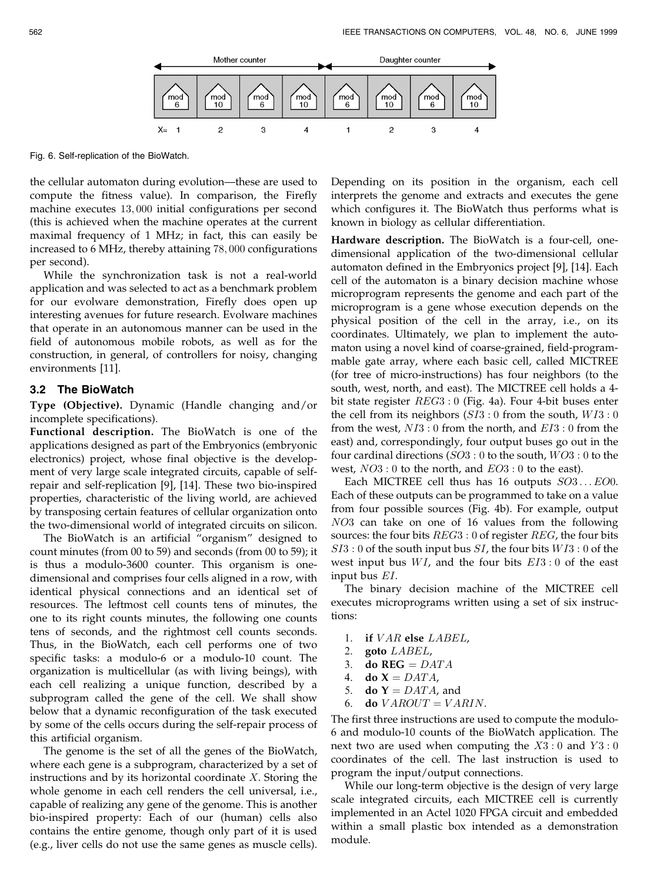Fig. 6. Self-replication of the BioWatch.

the cellular automaton during evolution—these are used to compute the fitness value). In comparison, the Firefly machine executes 13,000 initial configurations per second (this is achieved when the machine operates at the current maximal frequency of 1 MHz; in fact, this can easily be increased to 6 MHz, thereby attaining 78,000 configurations per second).

While the synchronization task is not a real-world application and was selected to act as a benchmark problem for our evolware demonstration, Firefly does open up interesting avenues for future research. Evolware machines that operate in an autonomous manner can be used in the field of autonomous mobile robots, as well as for the construction, in general, of controllers for noisy, changing environments [11].

### 3.2 The BioWatch

**Type (Objective).** Dynamic (Handle changing and/or incomplete specifications).

**Functional description.** The BioWatch is one of the applications designed as part of the Embryonics (embryonic electronics) project, whose final objective is the development of very large scale integrated circuits, capable of self-repair and self-replication [9], [14]. These two bio-inspired properties, characteristic of the living world, are achieved by transposing certain features of cellular organization onto the two-dimensional world of integrated circuits on silicon.

The BioWatch is an artificial "organism" designed to count minutes (from 00 to 59) and seconds (from 00 to 59); it is thus a modulo-3600 counter. This organism is one-dimensional and comprises four cells aligned in a row, with identical physical connections and an identical set of resources. The leftmost cell counts tens of minutes, the one to its right counts minutes, the following one counts tens of seconds, and the rightmost cell counts seconds. Thus, in the BioWatch, each cell performs one of two specific tasks: a modulo-6 or a modulo-10 count. The organization is multicellular (as with living beings), with each cell realizing a unique function, described by a subprogram called the gene of the cell. We shall show below that a dynamic reconfiguration of the task executed by some of the cells occurs during the self-repair process of this artificial organism.

The genome is the set of all the genes of the BioWatch, where each gene is a subprogram, characterized by a set of instructions and by its horizontal coordinate $X$. Storing the whole genome in each cell renders the cell universal, i.e., capable of realizing any gene of the genome. This is another bio-inspired property: Each of our (human) cells also contains the entire genome, though only part of it is used (e.g., liver cells do not use the same genes as muscle cells). Depending on its position in the organism, each cell interprets the genome and extracts and executes the gene which configures it. The BioWatch thus performs what is known in biology as cellular differentiation.

**Hardware description.** The BioWatch is a four-cell, one-dimensional application of the two-dimensional cellular automaton defined in the Embryonics project [9], [14]. Each cell of the automaton is a binary decision machine whose microprogram represents the genome and each part of the microprogram is a gene whose execution depends on the physical position of the cell in the array, i.e., on its coordinates. Ultimately, we plan to implement the automaton using a novel kind of coarse-grained, field-programmable gate array, where each basic cell, called MICTREE (for tree of micro-instructions) has four neighbors (to the south, west, north, and east). The MICTREE cell holds a 4-bit state register $REG3:0$ (Fig. 4a). Four 4-bit buses enter the cell from its neighbors ($SI3:0$ from the south, $WI3:0$ from the west, $NI3:0$ from the north, and $EI3:0$ from the east) and, correspondingly, four output buses go out in the four cardinal directions ($SO3:0$ to the south, $WO3:0$ to the west, $NO3:0$ to the north, and $EO3:0$ to the east).

Each MICTREE cell thus has 16 outputs $SO3 \dots EO0$. Each of these outputs can be programmed to take on a value from four possible sources (Fig. 4b). For example, output $NO3$ can take on one of 16 values from the following sources: the four bits $REG3:0$ of register $REG$, the four bits $SI3:0$ of the south input bus $SI$, the four bits $WI3:0$ of the west input bus $WI$, and the four bits $EI3:0$ of the east input bus $EI$.

The binary decision machine of the MICTREE cell executes microprograms written using a set of six instructions:

1. **if** $VAR$ **else** $LABEL$,
2. **goto** $LABEL$,
3. **do REG** $= DATA$
4. **do X** $= DATA$,
5. **do Y** $= DATA$, and
6. **do** $VAROUT = VARIN$.

The first three instructions are used to compute the modulo-6 and modulo-10 counts of the BioWatch application. The next two are used when computing the $X3:0$ and $Y3:0$ coordinates of the cell. The last instruction is used to program the input/output connections.

While our long-term objective is the design of very large scale integrated circuits, each MICTREE cell is currently implemented in an Actel 1020 FPGA circuit and embedded within a small plastic box intended as a demonstration module.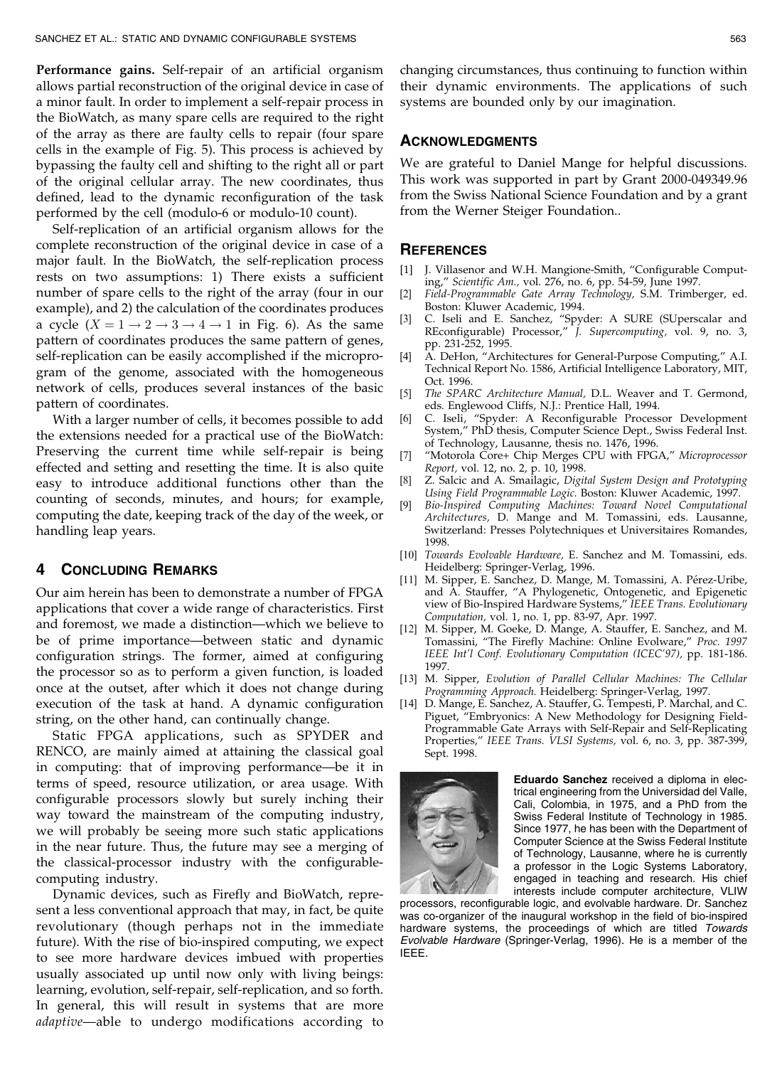**Performance gains.** Self-repair of an artificial organism allows partial reconstruction of the original device in case of a minor fault. In order to implement a self-repair process in the BioWatch, as many spare cells are required to the right of the array as there are faulty cells to repair (four spare cells in the example of Fig. 5). This process is achieved by bypassing the faulty cell and shifting to the right all or part of the original cellular array. The new coordinates, thus defined, lead to the dynamic reconfiguration of the task performed by the cell (modulo-6 or modulo-10 count).

Self-replication of an artificial organism allows for the complete reconstruction of the original device in case of a major fault. In the BioWatch, the self-replication process rests on two assumptions: 1) There exists a sufficient number of spare cells to the right of the array (four in our example), and 2) the calculation of the coordinates produces a cycle ($X = 1 \rightarrow 2 \rightarrow 3 \rightarrow 4 \rightarrow 1$ in Fig. 6). As the same pattern of coordinates produces the same pattern of genes, self-replication can be easily accomplished if the microprogram of the genome, associated with the homogeneous network of cells, produces several instances of the basic pattern of coordinates.

With a larger number of cells, it becomes possible to add the extensions needed for a practical use of the BioWatch: Preserving the current time while self-repair is being effected and setting and resetting the time. It is also quite easy to introduce additional functions other than the counting of seconds, minutes, and hours; for example, computing the date, keeping track of the day of the week, or handling leap years.

## 4 Concluding Remarks

Our aim herein has been to demonstrate a number of FPGA applications that cover a wide range of characteristics. First and foremost, we made a distinction—which we believe to be of prime importance—between static and dynamic configuration strings. The former, aimed at configuring the processor so as to perform a given function, is loaded once at the outset, after which it does not change during execution of the task at hand. A dynamic configuration string, on the other hand, can continually change.

Static FPGA applications, such as SPYDER and RENCO, are mainly aimed at attaining the classical goal in computing: that of improving performance—be it in terms of speed, resource utilization, or area usage. With configurable processors slowly but surely inching their way toward the mainstream of the computing industry, we will probably be seeing more such static applications in the near future. Thus, the future may see a merging of the classical-processor industry with the configurable-computing industry.

Dynamic devices, such as Firefly and BioWatch, represent a less conventional approach that may, in fact, be quite revolutionary (though perhaps not in the immediate future). With the rise of bio-inspired computing, we expect to see more hardware devices imbued with properties usually associated up until now only with living beings: learning, evolution, self-repair, self-replication, and so forth. In general, this will result in systems that are more *adaptive*—able to undergo modifications according to changing circumstances, thus continuing to function within their dynamic environments. The applications of such systems are bounded only by our imagination.

## Acknowledgments

We are grateful to Daniel Mange for helpful discussions. This work was supported in part by Grant 2000-049349.96 from the Swiss National Science Foundation and by a grant from the Werner Steiger Foundation..

## References

[1] J. Villasenor and W.H. Mangione-Smith, "Configurable Computing," *Scientific Am.,* vol. 276, no. 6, pp. 54-59, June 1997.

[2] *Field-Programmable Gate Array Technology,* S.M. Trimberger, ed. Boston: Kluwer Academic, 1994.

[3] C. Iseli and E. Sanchez, "Spyder: A SURE (SUperscalar and REconfigurable) Processor," *J. Supercomputing,* vol. 9, no. 3, pp. 231-252, 1995.

[4] A. DeHon, "Architectures for General-Purpose Computing," A.I. Technical Report No. 1586, Artificial Intelligence Laboratory, MIT, Oct. 1996.

[5] *The SPARC Architecture Manual,* D.L. Weaver and T. Germond, eds. Englewood Cliffs, N.J.: Prentice Hall, 1994.

[6] C. Iseli, "Spyder: A Reconfigurable Processor Development System," PhD thesis, Computer Science Dept., Swiss Federal Inst. of Technology, Lausanne, thesis no. 1476, 1996.

[7] "Motorola Core+ Chip Merges CPU with FPGA," *Microprocessor Report,* vol. 12, no. 2, p. 10, 1998.

[8] Z. Salcic and A. Smailagic, *Digital System Design and Prototyping Using Field Programmable Logic.* Boston: Kluwer Academic, 1997.

[9] *Bio-Inspired Computing Machines: Toward Novel Computational Architectures,* D. Mange and M. Tomassini, eds. Lausanne, Switzerland: Presses Polytechniques et Universitaires Romandes, 1998.

[10] *Towards Evolvable Hardware,* E. Sanchez and M. Tomassini, eds. Heidelberg: Springer-Verlag, 1996.

[11] M. Sipper, E. Sanchez, D. Mange, M. Tomassini, A. Pérez-Uribe, and A. Stauffer, "A Phylogenetic, Ontogenetic, and Epigenetic view of Bio-Inspired Hardware Systems," *IEEE Trans. Evolutionary Computation,* vol. 1, no. 1, pp. 83-97, Apr. 1997.

[12] M. Sipper, M. Goeke, D. Mange, A. Stauffer, E. Sanchez, and M. Tomassini, "The Firefly Machine: Online Evolware," *Proc. 1997 IEEE Int'l Conf. Evolutionary Computation (ICEC'97),* pp. 181-186. 1997.

[13] M. Sipper, *Evolution of Parallel Cellular Machines: The Cellular Programming Approach.* Heidelberg: Springer-Verlag, 1997.

[14] D. Mange, E. Sanchez, A. Stauffer, G. Tempesti, P. Marchal, and C. Piguet, "Embryonics: A New Methodology for Designing Field-Programmable Gate Arrays with Self-Repair and Self-Replicating Properties," *IEEE Trans. VLSI Systems,* vol. 6, no. 3, pp. 387-399, Sept. 1998.

**Eduardo Sanchez** received a diploma in electrical engineering from the Universidad del Valle, Cali, Colombia, in 1975, and a PhD from the Swiss Federal Institute of Technology in 1985. Since 1977, he has been with the Department of Computer Science at the Swiss Federal Institute of Technology, Lausanne, where he is currently a professor in the Logic Systems Laboratory, engaged in teaching and research. His chief interests include computer architecture, VLIW processors, reconfigurable logic, and evolvable hardware. Dr. Sanchez was co-organizer of the inaugural workshop in the field of bio-inspired hardware systems, the proceedings of which are titled *Towards Evolvable Hardware* (Springer-Verlag, 1996). He is a member of the IEEE.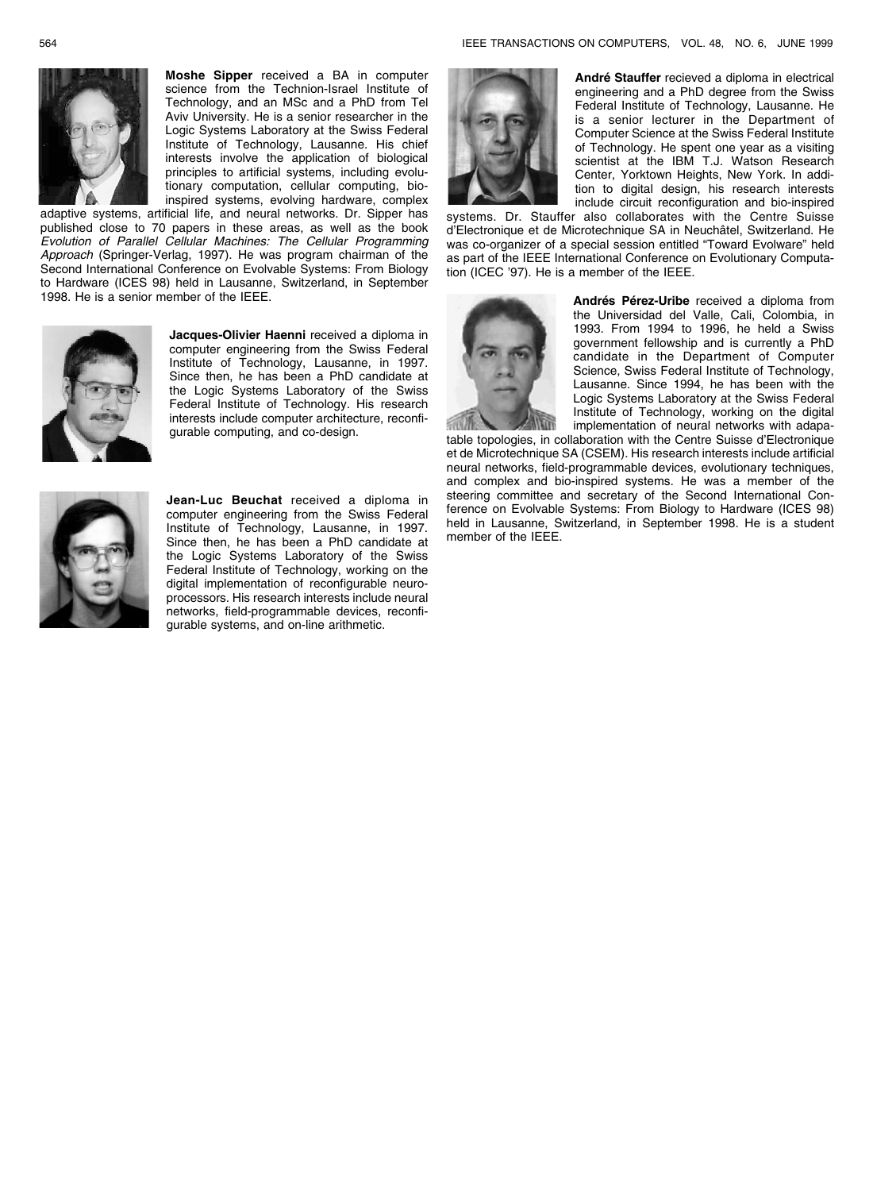**Moshe Sipper** received a BA in computer science from the Technion-Israel Institute of Technology, and an MSc and a PhD from Tel Aviv University. He is a senior researcher in the Logic Systems Laboratory at the Swiss Federal Institute of Technology, Lausanne. His chief interests involve the application of biological principles to artificial systems, including evolutionary computation, cellular computing, bio-inspired systems, evolving hardware, complex adaptive systems, artificial life, and neural networks. Dr. Sipper has published close to 70 papers in these areas, as well as the book *Evolution of Parallel Cellular Machines: The Cellular Programming Approach* (Springer-Verlag, 1997). He was program chairman of the Second International Conference on Evolvable Systems: From Biology to Hardware (ICES 98) held in Lausanne, Switzerland, in September 1998. He is a senior member of the IEEE.

**Jacques-Olivier Haenni** received a diploma in computer engineering from the Swiss Federal Institute of Technology, Lausanne, in 1997. Since then, he has been a PhD candidate at the Logic Systems Laboratory of the Swiss Federal Institute of Technology. His research interests include computer architecture, reconfigurable computing, and co-design.

**Jean-Luc Beuchat** received a diploma in computer engineering from the Swiss Federal Institute of Technology, Lausanne, in 1997. Since then, he has been a PhD candidate at the Logic Systems Laboratory of the Swiss Federal Institute of Technology, working on the digital implementation of reconfigurable neuroprocessors. His research interests include neural networks, field-programmable devices, reconfigurable systems, and on-line arithmetic.

**André Stauffer** recieved a diploma in electrical engineering and a PhD degree from the Swiss Federal Institute of Technology, Lausanne. He is a senior lecturer in the Department of Computer Science at the Swiss Federal Institute of Technology. He spent one year as a visiting scientist at the IBM T.J. Watson Research Center, Yorktown Heights, New York. In addition to digital design, his research interests include circuit reconfiguration and bio-inspired systems. Dr. Stauffer also collaborates with the Centre Suisse d'Electronique et de Microtechnique SA in Neuchâtel, Switzerland. He was co-organizer of a special session entitled "Toward Evolware" held as part of the IEEE International Conference on Evolutionary Computation (ICEC '97). He is a member of the IEEE.

**Andrés Pérez-Uribe** received a diploma from the Universidad del Valle, Cali, Colombia, in 1993. From 1994 to 1996, he held a Swiss government fellowship and is currently a PhD candidate in the Department of Computer Science, Swiss Federal Institute of Technology, Lausanne. Since 1994, he has been with the Logic Systems Laboratory at the Swiss Federal Institute of Technology, working on the digital implementation of neural networks with adapatable topologies, in collaboration with the Centre Suisse d'Electronique et de Microtechnique SA (CSEM). His research interests include artificial neural networks, field-programmable devices, evolutionary techniques, and complex and bio-inspired systems. He was a member of the steering committee and secretary of the Second International Conference on Evolvable Systems: From Biology to Hardware (ICES 98) held in Lausanne, Switzerland, in September 1998. He is a student member of the IEEE.